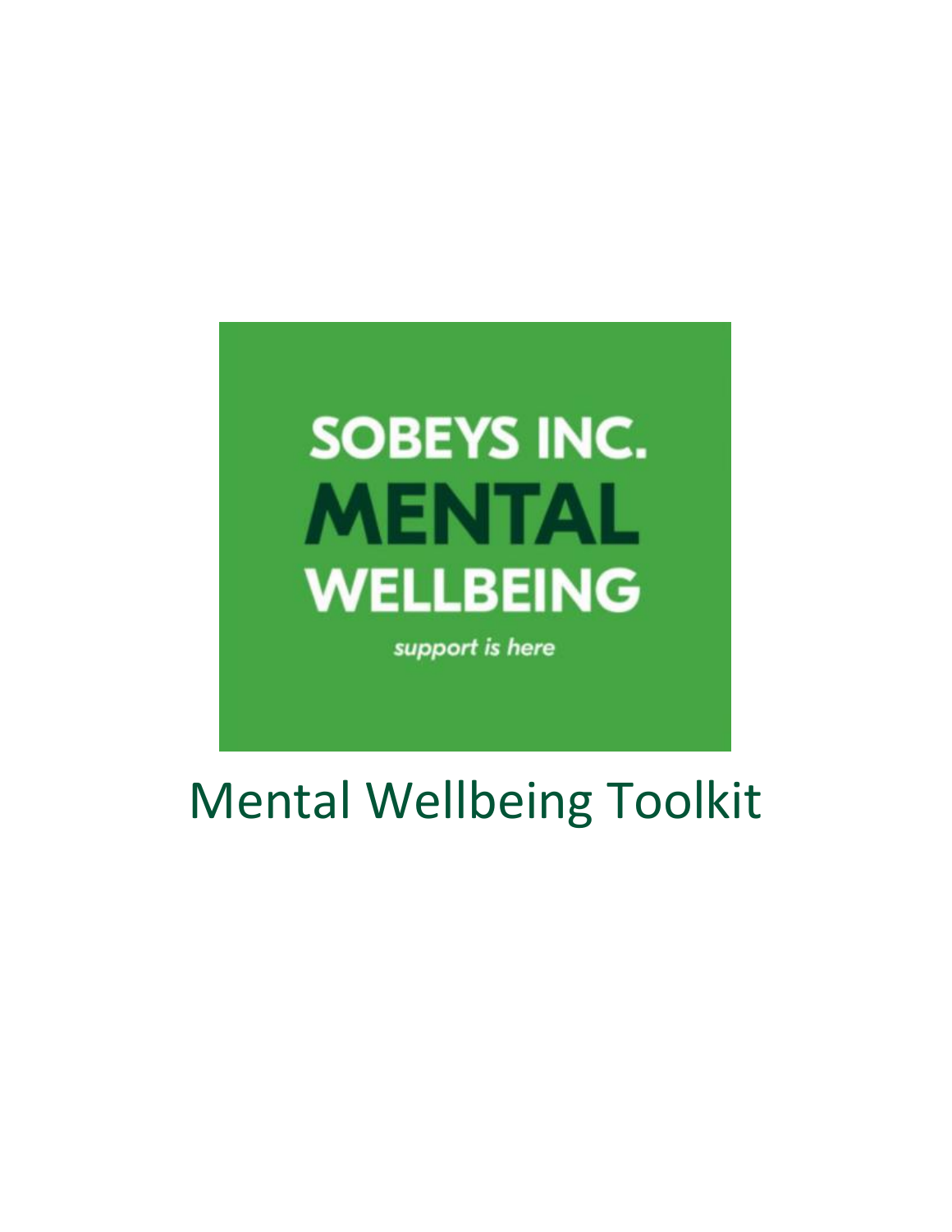SOBEYS INC.
MENTAL
WELLBEING

*support is here*

# Mental Wellbeing Toolkit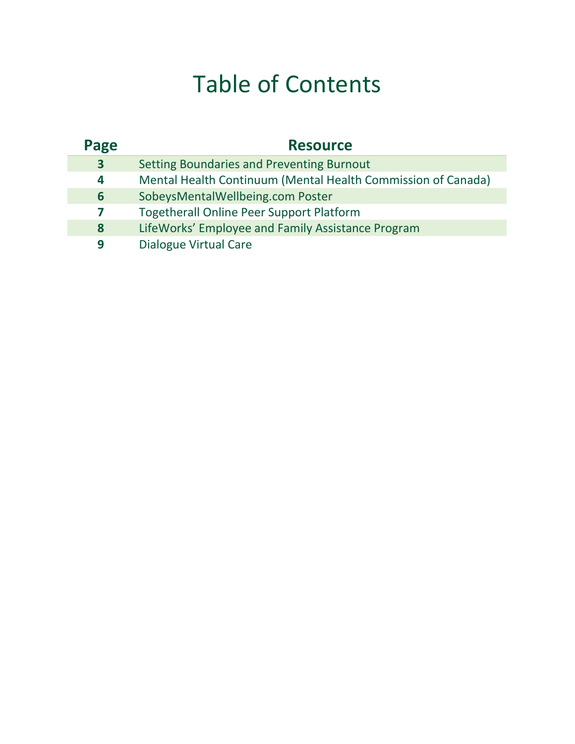# Table of Contents

| Page | Resource |
|---|---|
| 3 | Setting Boundaries and Preventing Burnout |
| 4 | Mental Health Continuum (Mental Health Commission of Canada) |
| 6 | SobeysMentalWellbeing.com Poster |
| 7 | Togetherall Online Peer Support Platform |
| 8 | LifeWorks' Employee and Family Assistance Program |
| 9 | Dialogue Virtual Care |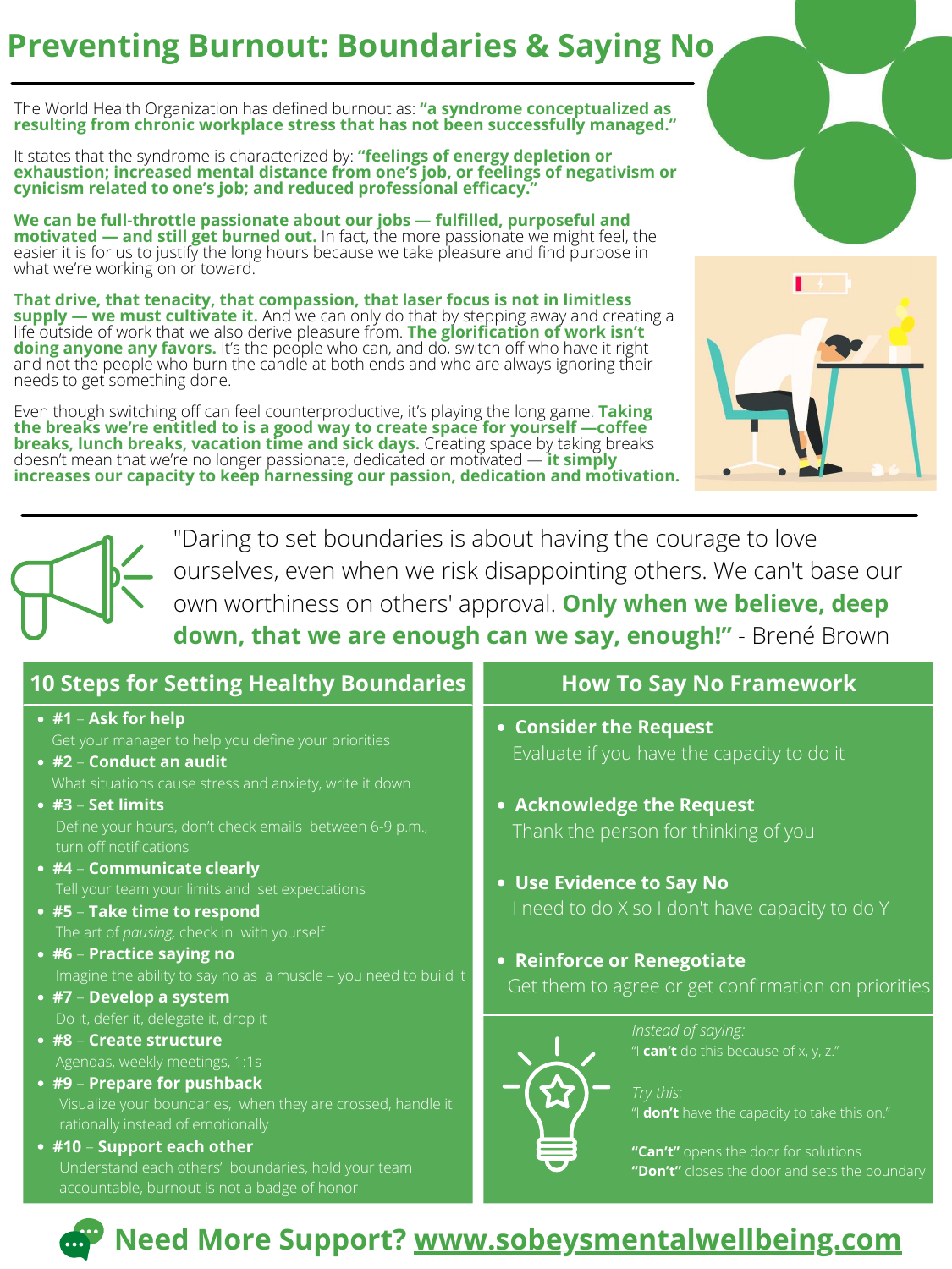# Preventing Burnout: Boundaries & Saying No

The World Health Organization has defined burnout as: **"a syndrome conceptualized as resulting from chronic workplace stress that has not been successfully managed."**

It states that the syndrome is characterized by: **"feelings of energy depletion or exhaustion; increased mental distance from one's job, or feelings of negativism or cynicism related to one's job; and reduced professional efficacy."**

**We can be full-throttle passionate about our jobs — fulfilled, purposeful and motivated — and still get burned out.** In fact, the more passionate we might feel, the easier it is for us to justify the long hours because we take pleasure and find purpose in what we're working on or toward.

**That drive, that tenacity, that compassion, that laser focus is not in limitless supply — we must cultivate it.** And we can only do that by stepping away and creating a life outside of work that we also derive pleasure from. **The glorification of work isn't doing anyone any favors.** It's the people who can, and do, switch off who have it right and not the people who burn the candle at both ends and who are always ignoring their needs to get something done.

Even though switching off can feel counterproductive, it's playing the long game. **Taking the breaks we're entitled to is a good way to create space for yourself —coffee breaks, lunch breaks, vacation time and sick days.** Creating space by taking breaks doesn't mean that we're no longer passionate, dedicated or motivated — **it simply increases our capacity to keep harnessing our passion, dedication and motivation.**

"Daring to set boundaries is about having the courage to love ourselves, even when we risk disappointing others. We can't base our own worthiness on others' approval. **Only when we believe, deep down, that we are enough can we say, enough!"** - Brené Brown

## 10 Steps for Setting Healthy Boundaries

- **#1 – Ask for help**
  Get your manager to help you define your priorities
- **#2 – Conduct an audit**
  What situations cause stress and anxiety, write it down
- **#3 – Set limits**
  Define your hours, don't check emails between 6-9 p.m., turn off notifications
- **#4 – Communicate clearly**
  Tell your team your limits and set expectations
- **#5 – Take time to respond**
  The art of *pausing,* check in with yourself
- **#6 – Practice saying no**
  Imagine the ability to say no as a muscle – you need to build it
- **#7 – Develop a system**
  Do it, defer it, delegate it, drop it
- **#8 – Create structure**
  Agendas, weekly meetings, 1:1s
- **#9 – Prepare for pushback**
  Visualize your boundaries, when they are crossed, handle it rationally instead of emotionally
- **#10 – Support each other**
  Understand each others' boundaries, hold your team accountable, burnout is not a badge of honor

## How To Say No Framework

- **Consider the Request**
  Evaluate if you have the capacity to do it
- **Acknowledge the Request**
  Thank the person for thinking of you
- **Use Evidence to Say No**
  I need to do X so I don't have capacity to do Y
- **Reinforce or Renegotiate**
  Get them to agree or get confirmation on priorities

*Instead of saying:*
"I **can't** do this because of x, y, z."

*Try this:*
"I **don't** have the capacity to take this on."

**"Can't"** opens the door for solutions
**"Don't"** closes the door and sets the boundary

**Need More Support? www.sobeysmentalwellbeing.com**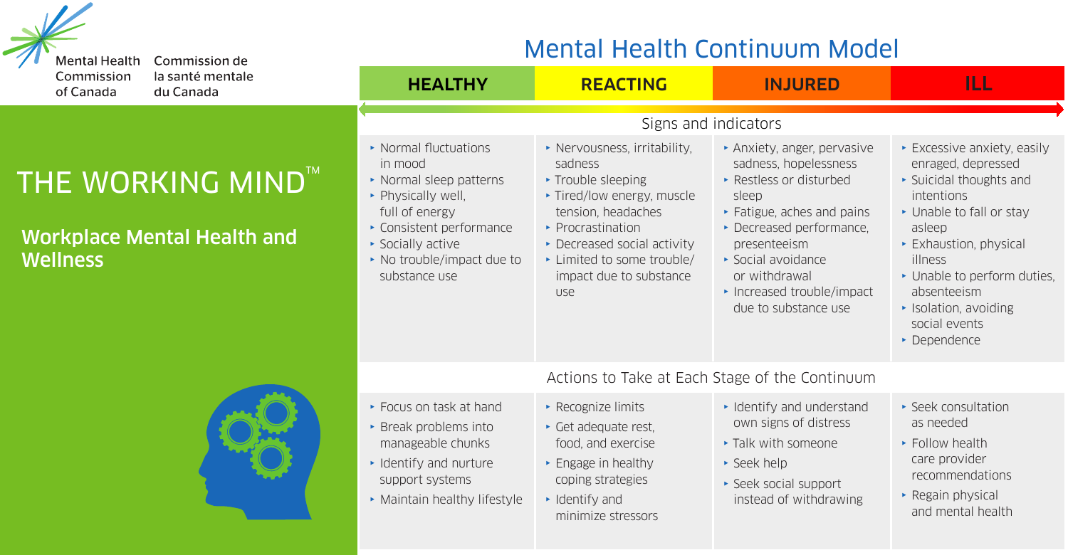Mental Health Commission of Canada / Commission de la santé mentale du Canada

# THE WORKING MIND™

## Workplace Mental Health and Wellness

# Mental Health Continuum Model

| HEALTHY | REACTING | INJURED | ILL |
|---|---|---|---|
| **Signs and indicators** | | | |
| ▸ Normal fluctuations in mood<br>▸ Normal sleep patterns<br>▸ Physically well, full of energy<br>▸ Consistent performance<br>▸ Socially active<br>▸ No trouble/impact due to substance use | ▸ Nervousness, irritability, sadness<br>▸ Trouble sleeping<br>▸ Tired/low energy, muscle tension, headaches<br>▸ Procrastination<br>▸ Decreased social activity<br>▸ Limited to some trouble/impact due to substance use | ▸ Anxiety, anger, pervasive sadness, hopelessness<br>▸ Restless or disturbed sleep<br>▸ Fatigue, aches and pains<br>▸ Decreased performance, presenteeism<br>▸ Social avoidance or withdrawal<br>▸ Increased trouble/impact due to substance use | ▸ Excessive anxiety, easily enraged, depressed<br>▸ Suicidal thoughts and intentions<br>▸ Unable to fall or stay asleep<br>▸ Exhaustion, physical illness<br>▸ Unable to perform duties, absenteeism<br>▸ Isolation, avoiding social events<br>▸ Dependence |
| **Actions to Take at Each Stage of the Continuum** | | | |
| ▸ Focus on task at hand<br>▸ Break problems into manageable chunks<br>▸ Identify and nurture support systems<br>▸ Maintain healthy lifestyle | ▸ Recognize limits<br>▸ Get adequate rest, food, and exercise<br>▸ Engage in healthy coping strategies<br>▸ Identify and minimize stressors | ▸ Identify and understand own signs of distress<br>▸ Talk with someone<br>▸ Seek help<br>▸ Seek social support instead of withdrawing | ▸ Seek consultation as needed<br>▸ Follow health care provider recommendations<br>▸ Regain physical and mental health |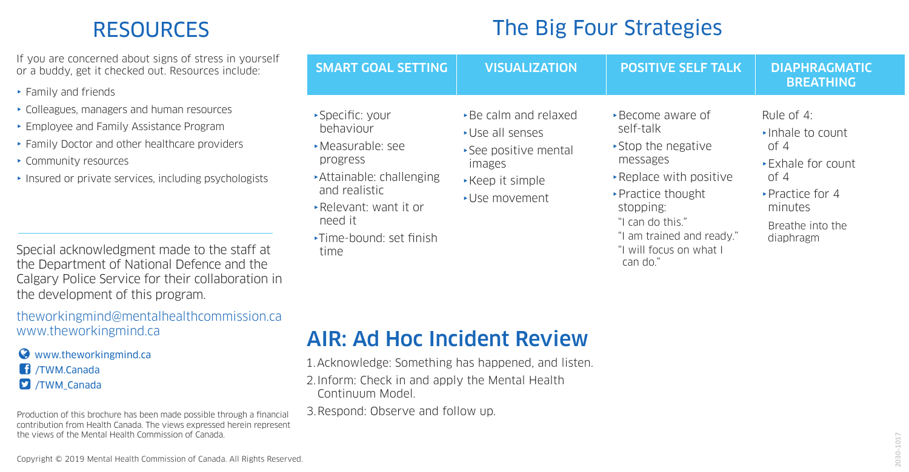# RESOURCES

If you are concerned about signs of stress in yourself or a buddy, get it checked out. Resources include:

- Family and friends
- Colleagues, managers and human resources
- Employee and Family Assistance Program
- Family Doctor and other healthcare providers
- Community resources
- Insured or private services, including psychologists

Special acknowledgment made to the staff at the Department of National Defence and the Calgary Police Service for their collaboration in the development of this program.

theworkingmind@mentalhealthcommission.ca
www.theworkingmind.ca

www.theworkingmind.ca
/TWM.Canada
/TWM_Canada

Production of this brochure has been made possible through a financial contribution from Health Canada. The views expressed herein represent the views of the Mental Health Commission of Canada.

Copyright © 2019 Mental Health Commission of Canada. All Rights Reserved.

# The Big Four Strategies

| SMART GOAL SETTING | VISUALIZATION | POSITIVE SELF TALK | DIAPHRAGMATIC BREATHING |
|---|---|---|---|
| ‣Specific: your behaviour<br>‣Measurable: see progress<br>‣Attainable: challenging and realistic<br>‣Relevant: want it or need it<br>‣Time-bound: set finish time | ‣Be calm and relaxed<br>‣Use all senses<br>‣See positive mental images<br>‣Keep it simple<br>‣Use movement | ‣Become aware of self-talk<br>‣Stop the negative messages<br>‣Replace with positive<br>‣Practice thought stopping:<br>"I can do this."<br>"I am trained and ready."<br>"I will focus on what I can do." | Rule of 4:<br>‣Inhale to count of 4<br>‣Exhale for count of 4<br>‣Practice for 4 minutes<br>Breathe into the diaphragm |

# AIR: Ad Hoc Incident Review

1. Acknowledge: Something has happened, and listen.
2. Inform: Check in and apply the Mental Health Continuum Model.
3. Respond: Observe and follow up.

2030-1017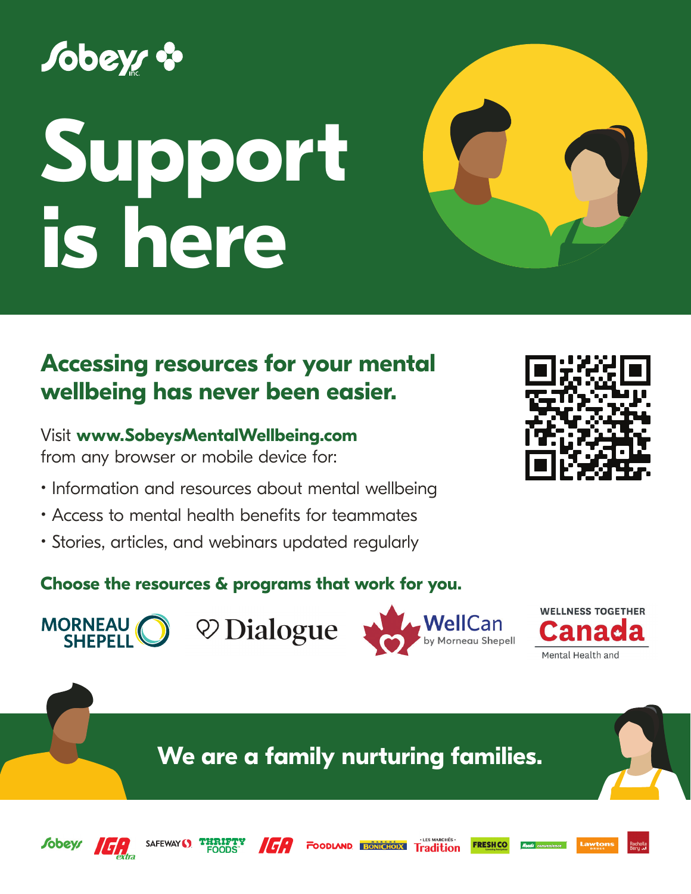Sobeys inc.

# Support is here

## Accessing resources for your mental wellbeing has never been easier.

Visit **www.SobeysMentalWellbeing.com** from any browser or mobile device for:

- Information and resources about mental wellbeing
- Access to mental health benefits for teammates
- Stories, articles, and webinars updated regularly

**Choose the resources & programs that work for you.**

MORNEAU SHEPELL | Dialogue | WellCan by Morneau Shepell | WELLNESS TOGETHER Canada Mental Health and

**We are a family nurturing families.**

Sobeys | IGA extra | SAFEWAY | THRIFTY FOODS | IGA | FOODLAND | MARCHÉ BONICHOIX | LES MARCHÉS Tradition | FRESHCO | Needs convenience | Lawtons DRUGS | Rachelle Béry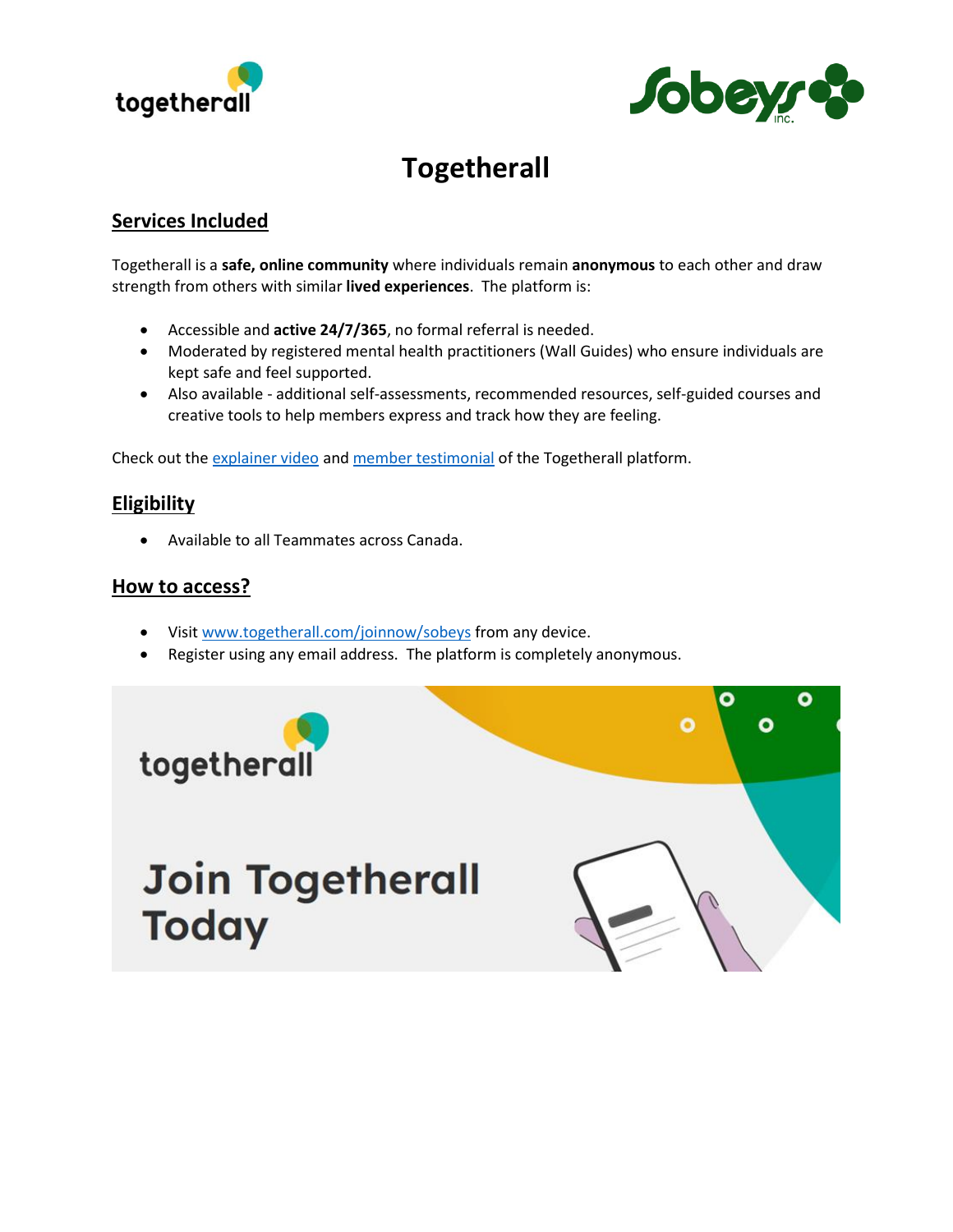# Togetherall

## Services Included

Togetherall is a **safe, online community** where individuals remain **anonymous** to each other and draw strength from others with similar **lived experiences**. The platform is:

- Accessible and **active 24/7/365**, no formal referral is needed.
- Moderated by registered mental health practitioners (Wall Guides) who ensure individuals are kept safe and feel supported.
- Also available - additional self-assessments, recommended resources, self-guided courses and creative tools to help members express and track how they are feeling.

Check out the explainer video and member testimonial of the Togetherall platform.

## Eligibility

- Available to all Teammates across Canada.

## How to access?

- Visit www.togetherall.com/joinnow/sobeys from any device.
- Register using any email address. The platform is completely anonymous.

togetherall

Join Togetherall Today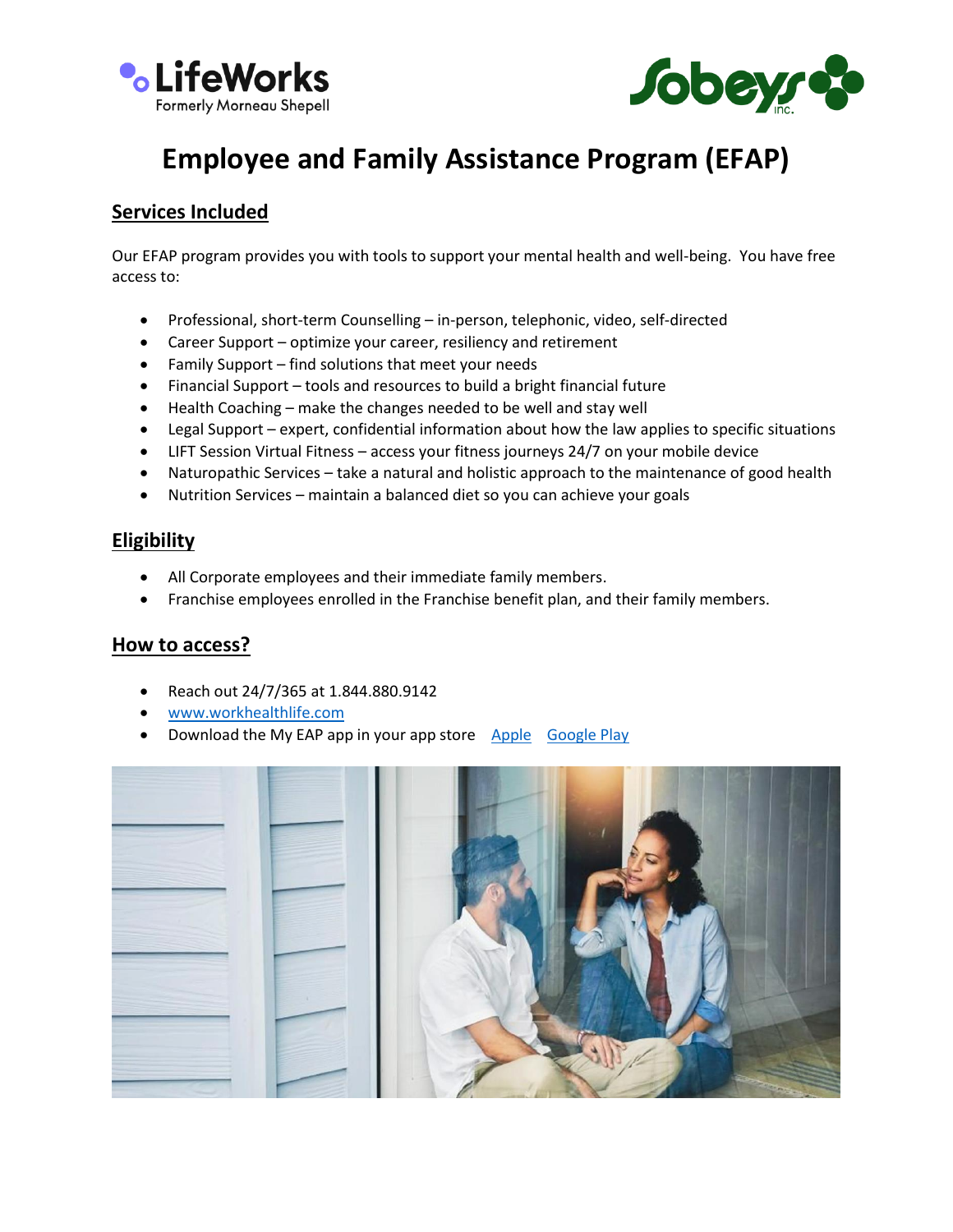# Employee and Family Assistance Program (EFAP)

## Services Included

Our EFAP program provides you with tools to support your mental health and well-being. You have free access to:

- Professional, short-term Counselling – in-person, telephonic, video, self-directed
- Career Support – optimize your career, resiliency and retirement
- Family Support – find solutions that meet your needs
- Financial Support – tools and resources to build a bright financial future
- Health Coaching – make the changes needed to be well and stay well
- Legal Support – expert, confidential information about how the law applies to specific situations
- LIFT Session Virtual Fitness – access your fitness journeys 24/7 on your mobile device
- Naturopathic Services – take a natural and holistic approach to the maintenance of good health
- Nutrition Services – maintain a balanced diet so you can achieve your goals

## Eligibility

- All Corporate employees and their immediate family members.
- Franchise employees enrolled in the Franchise benefit plan, and their family members.

## How to access?

- Reach out 24/7/365 at 1.844.880.9142
- www.workhealthlife.com
- Download the My EAP app in your app store Apple Google Play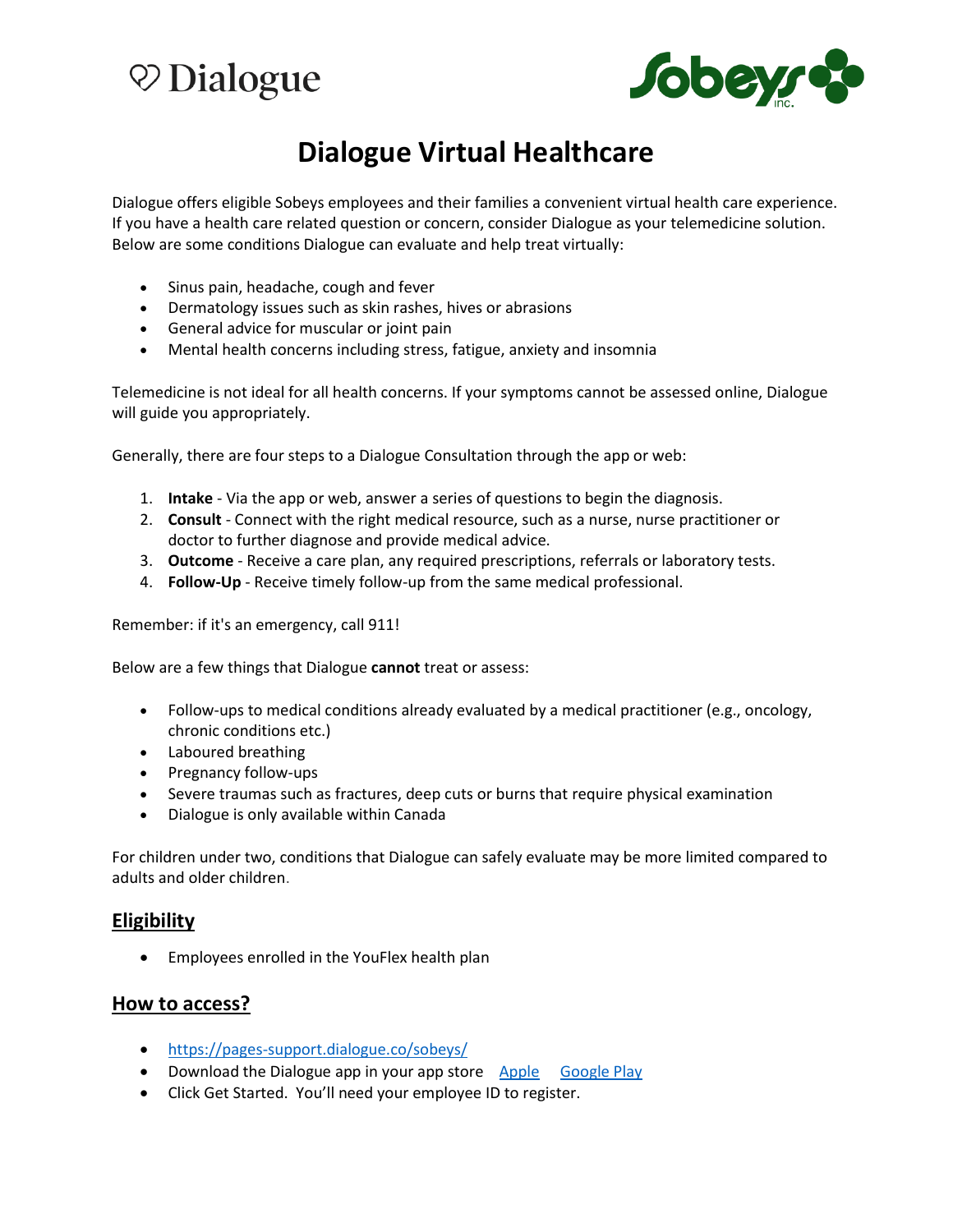# Dialogue Virtual Healthcare

Dialogue offers eligible Sobeys employees and their families a convenient virtual health care experience. If you have a health care related question or concern, consider Dialogue as your telemedicine solution. Below are some conditions Dialogue can evaluate and help treat virtually:

- Sinus pain, headache, cough and fever
- Dermatology issues such as skin rashes, hives or abrasions
- General advice for muscular or joint pain
- Mental health concerns including stress, fatigue, anxiety and insomnia

Telemedicine is not ideal for all health concerns. If your symptoms cannot be assessed online, Dialogue will guide you appropriately.

Generally, there are four steps to a Dialogue Consultation through the app or web:

1. **Intake** - Via the app or web, answer a series of questions to begin the diagnosis.
2. **Consult** - Connect with the right medical resource, such as a nurse, nurse practitioner or doctor to further diagnose and provide medical advice.
3. **Outcome** - Receive a care plan, any required prescriptions, referrals or laboratory tests.
4. **Follow-Up** - Receive timely follow-up from the same medical professional.

Remember: if it's an emergency, call 911!

Below are a few things that Dialogue **cannot** treat or assess:

- Follow-ups to medical conditions already evaluated by a medical practitioner (e.g., oncology, chronic conditions etc.)
- Laboured breathing
- Pregnancy follow-ups
- Severe traumas such as fractures, deep cuts or burns that require physical examination
- Dialogue is only available within Canada

For children under two, conditions that Dialogue can safely evaluate may be more limited compared to adults and older children.

## Eligibility

- Employees enrolled in the YouFlex health plan

## How to access?

- https://pages-support.dialogue.co/sobeys/
- Download the Dialogue app in your app store Apple Google Play
- Click Get Started. You'll need your employee ID to register.